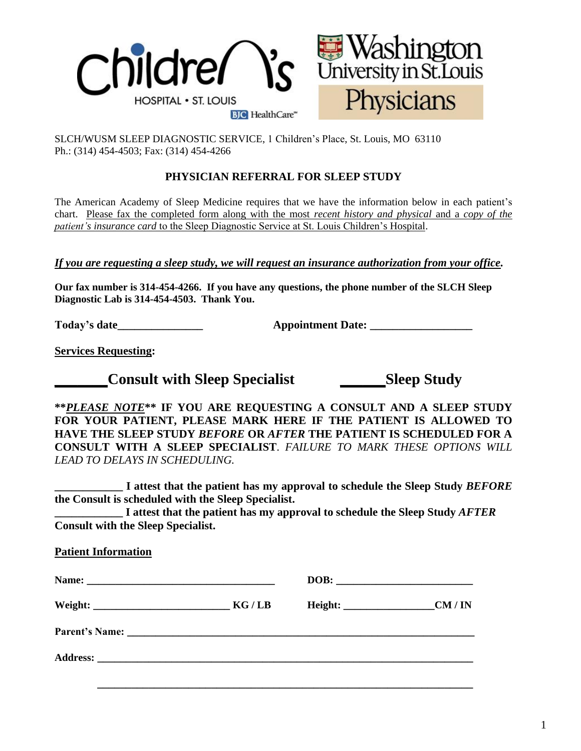Children's HOSPITAL • ST. LOUIS BJC HealthCare

Washington University in St. Louis Physicians

SLCH/WUSM SLEEP DIAGNOSTIC SERVICE, 1 Children's Place, St. Louis, MO 63110
Ph.: (314) 454-4503; Fax: (314) 454-4266

## PHYSICIAN REFERRAL FOR SLEEP STUDY

The American Academy of Sleep Medicine requires that we have the information below in each patient's chart. Please fax the completed form along with the most *recent history and physical* and a *copy of the patient's insurance card* to the Sleep Diagnostic Service at St. Louis Children's Hospital.

***If you are requesting a sleep study, we will request an insurance authorization from your office.***

**Our fax number is 314-454-4266. If you have any questions, the phone number of the SLCH Sleep Diagnostic Lab is 314-454-4503. Thank You.**

**Today's date_______________** **Appointment Date: __________________**

**Services Requesting:**

**_______Consult with Sleep Specialist** **______Sleep Study**

**\*\****PLEASE NOTE*\*\* IF YOU ARE REQUESTING A CONSULT AND A SLEEP STUDY FOR YOUR PATIENT, PLEASE MARK HERE IF THE PATIENT IS ALLOWED TO HAVE THE SLEEP STUDY *BEFORE* OR *AFTER* THE PATIENT IS SCHEDULED FOR A CONSULT WITH A SLEEP SPECIALIST**. *FAILURE TO MARK THESE OPTIONS WILL LEAD TO DELAYS IN SCHEDULING.*

**____________ I attest that the patient has my approval to schedule the Sleep Study *BEFORE* the Consult is scheduled with the Sleep Specialist.**

**____________ I attest that the patient has my approval to schedule the Sleep Study *AFTER* Consult with the Sleep Specialist.**

**Patient Information**

**Name: ___________________________________** **DOB: _________________________**

**Weight: _________________________ KG / LB** **Height: ________________CM / IN**

**Parent's Name: _________________________________________________________________**

**Address: _____________________________________________________________________**

_____________________________________________________________________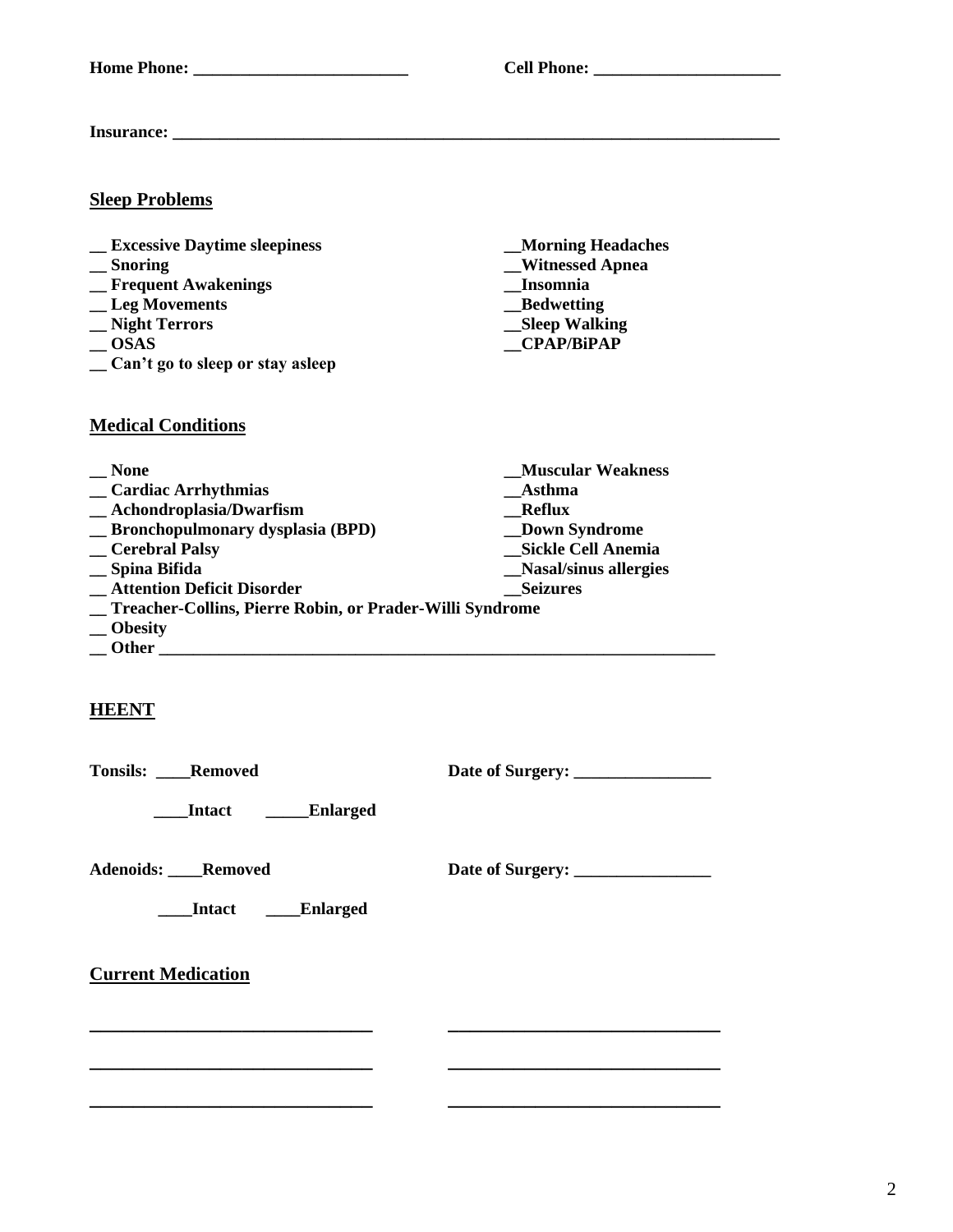**Home Phone: ________________________** **Cell Phone: _____________________**

**Insurance: ______________________________________________________________________**

## Sleep Problems

**__ Excessive Daytime sleepiness**
**__ Snoring**
**__ Frequent Awakenings**
**__ Leg Movements**
**__ Night Terrors**
**__ OSAS**
**__ Can't go to sleep or stay asleep**
**__Morning Headaches**
**__Witnessed Apnea**
**__Insomnia**
**__Bedwetting**
**__Sleep Walking**
**__CPAP/BiPAP**

## Medical Conditions

**__ None**
**__ Cardiac Arrhythmias**
**__ Achondroplasia/Dwarfism**
**__ Bronchopulmonary dysplasia (BPD)**
**__ Cerebral Palsy**
**__ Spina Bifida**
**__ Attention Deficit Disorder**
**__ Treacher-Collins, Pierre Robin, or Prader-Willi Syndrome**
**__ Obesity**
**__ Other _________________________________________________________________**
**__Muscular Weakness**
**__Asthma**
**__Reflux**
**__Down Syndrome**
**__Sickle Cell Anemia**
**__Nasal/sinus allergies**
**__Seizures**

## HEENT

**Tonsils: ____Removed** **Date of Surgery: ________________**

**____Intact _____Enlarged**

**Adenoids: ____Removed** **Date of Surgery: ________________**

**____Intact ____Enlarged**

## Current Medication

______________________________ ______________________________

______________________________ ______________________________

______________________________ ______________________________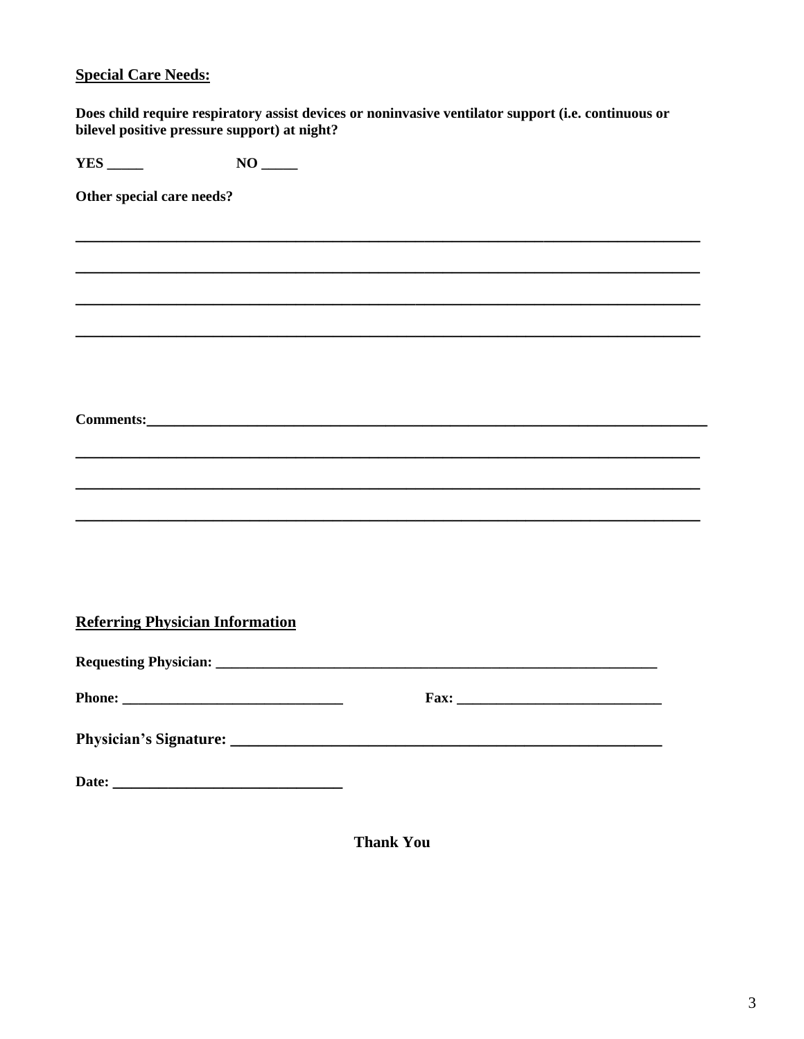**Special Care Needs:**

**Does child require respiratory assist devices or noninvasive ventilator support (i.e. continuous or bilevel positive pressure support) at night?**

**YES _____ NO _____**

**Other special care needs?**

______________________________________________________________________________

______________________________________________________________________________

______________________________________________________________________________

______________________________________________________________________________

**Comments:**___________________________________________________________________

______________________________________________________________________________

______________________________________________________________________________

______________________________________________________________________________

**Referring Physician Information**

**Requesting Physician:** _______________________________________________________

**Phone:** ______________________________ **Fax:** ___________________________

**Physician's Signature:** ______________________________________________________

**Date:** ______________________________

**Thank You**